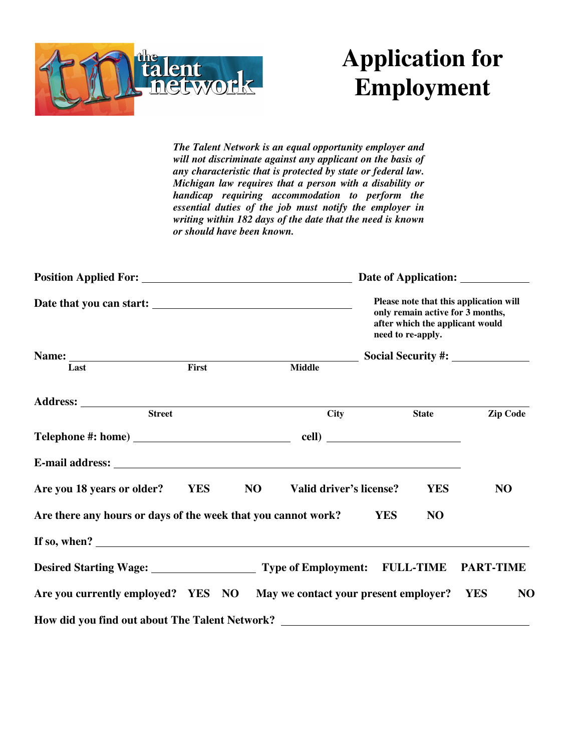# Application for Employment

*The Talent Network is an equal opportunity employer and will not discriminate against any applicant on the basis of any characteristic that is protected by state or federal law. Michigan law requires that a person with a disability or handicap requiring accommodation to perform the essential duties of the job must notify the employer in writing within 182 days of the date that the need is known or should have been known.*

**Position Applied For:** ______________________ **Date of Application:** __________

**Date that you can start:** ______________________

**Please note that this application will only remain active for 3 months, after which the applicant would need to re-apply.**

**Name:** ______________________ **Social Security #:** __________
**Last** **First** **Middle**

**Address:** ______________________________________________
**Street** **City** **State** **Zip Code**

**Telephone #: home)** ______________ **cell)** ______________

**E-mail address:** ______________________________

**Are you 18 years or older?** **YES** **NO** **Valid driver's license?** **YES** **NO**

**Are there any hours or days of the week that you cannot work?** **YES** **NO**

**If so, when?** ______________________________

**Desired Starting Wage:** __________ **Type of Employment:** **FULL-TIME** **PART-TIME**

**Are you currently employed?** **YES** **NO** **May we contact your present employer?** **YES** **NO**

**How did you find out about The Talent Network?** ______________________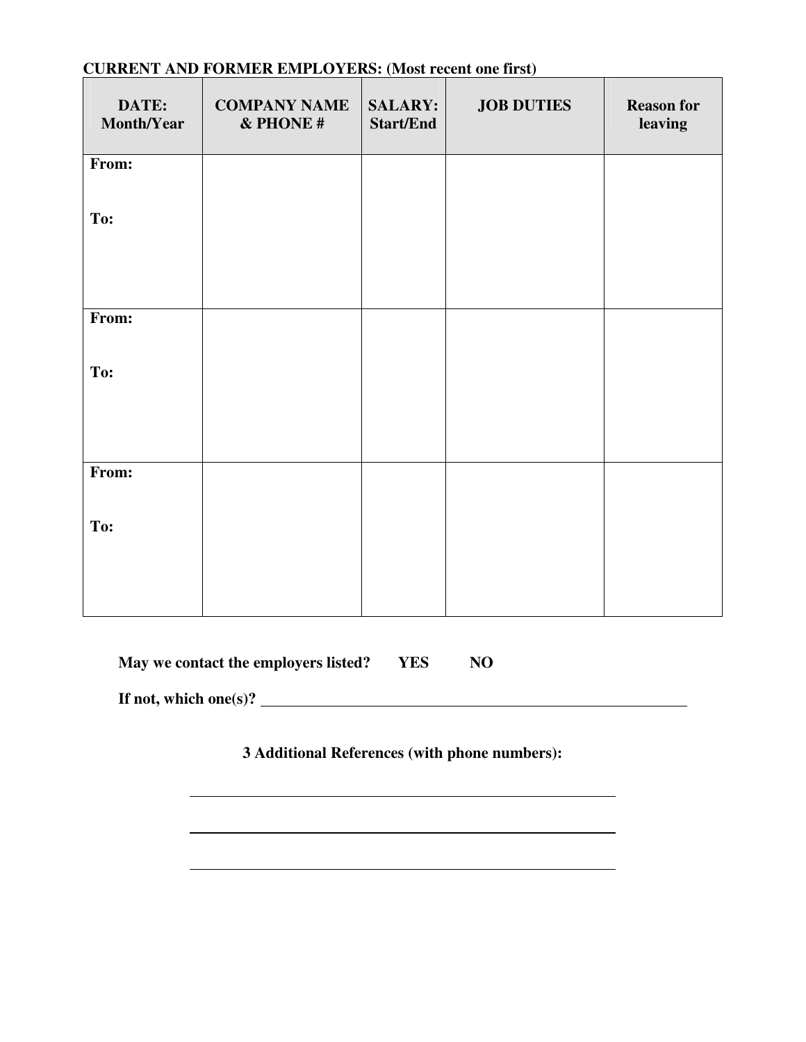**CURRENT AND FORMER EMPLOYERS: (Most recent one first)**

| DATE: Month/Year | COMPANY NAME & PHONE # | SALARY: Start/End | JOB DUTIES | Reason for leaving |
|---|---|---|---|---|
| From:<br><br>To: | | | | |
| From:<br><br>To: | | | | |
| From:<br><br>To: | | | | |

**May we contact the employers listed? YES NO**

**If not, which one(s)?** ______________________________

**3 Additional References (with phone numbers):**

______________________________

______________________________

______________________________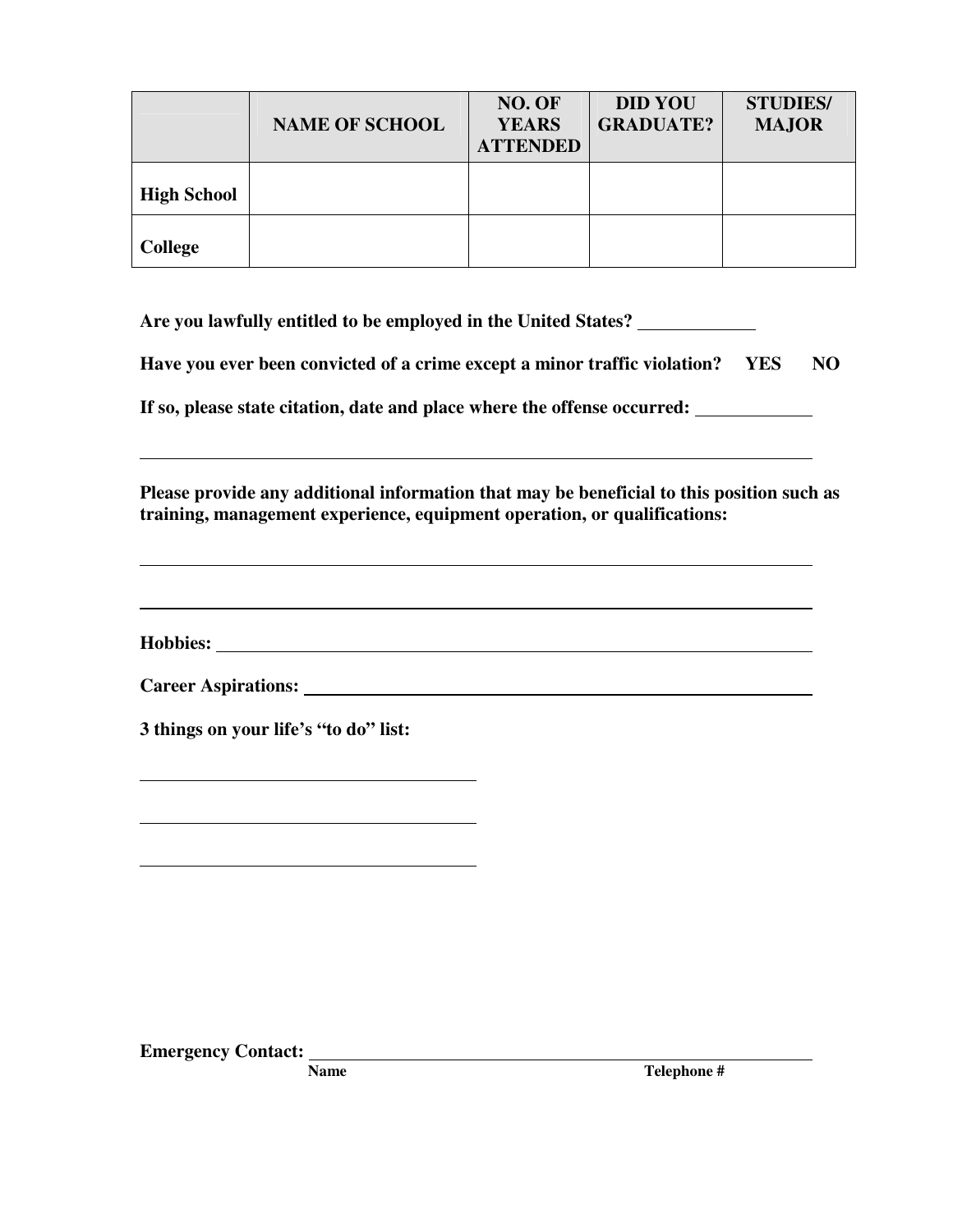|  | **NAME OF SCHOOL** | **NO. OF YEARS ATTENDED** | **DID YOU GRADUATE?** | **STUDIES/ MAJOR** |
|---|---|---|---|---|
| **High School** |  |  |  |  |
| **College** |  |  |  |  |

**Are you lawfully entitled to be employed in the United States?** \_\_\_\_\_\_\_\_\_\_\_\_

**Have you ever been convicted of a crime except a minor traffic violation?  YES  NO**

**If so, please state citation, date and place where the offense occurred:** \_\_\_\_\_\_\_\_\_\_\_\_

\_\_\_\_\_\_\_\_\_\_\_\_\_\_\_\_\_\_\_\_\_\_\_\_\_\_\_\_\_\_\_\_\_\_\_\_\_\_\_\_\_\_\_\_\_\_\_\_\_\_\_\_\_\_\_\_\_\_\_\_

**Please provide any additional information that may be beneficial to this position such as training, management experience, equipment operation, or qualifications:**

\_\_\_\_\_\_\_\_\_\_\_\_\_\_\_\_\_\_\_\_\_\_\_\_\_\_\_\_\_\_\_\_\_\_\_\_\_\_\_\_\_\_\_\_\_\_\_\_\_\_\_\_\_\_\_\_\_\_\_\_

\_\_\_\_\_\_\_\_\_\_\_\_\_\_\_\_\_\_\_\_\_\_\_\_\_\_\_\_\_\_\_\_\_\_\_\_\_\_\_\_\_\_\_\_\_\_\_\_\_\_\_\_\_\_\_\_\_\_\_\_

**Hobbies:** \_\_\_\_\_\_\_\_\_\_\_\_\_\_\_\_\_\_\_\_\_\_\_\_\_\_\_\_\_\_\_\_\_\_\_\_\_\_\_\_\_\_\_\_\_\_\_\_\_\_\_\_

**Career Aspirations:** \_\_\_\_\_\_\_\_\_\_\_\_\_\_\_\_\_\_\_\_\_\_\_\_\_\_\_\_\_\_\_\_\_\_\_\_\_\_\_\_\_\_\_\_

**3 things on your life's "to do" list:**

\_\_\_\_\_\_\_\_\_\_\_\_\_\_\_\_\_\_\_\_\_\_\_\_\_\_\_\_\_\_

\_\_\_\_\_\_\_\_\_\_\_\_\_\_\_\_\_\_\_\_\_\_\_\_\_\_\_\_\_\_

\_\_\_\_\_\_\_\_\_\_\_\_\_\_\_\_\_\_\_\_\_\_\_\_\_\_\_\_\_\_

**Emergency Contact:** \_\_\_\_\_\_\_\_\_\_\_\_\_\_\_\_\_\_\_\_\_\_\_\_\_\_\_\_\_\_\_\_\_\_\_\_\_\_\_\_\_\_\_\_

**Name** **Telephone #**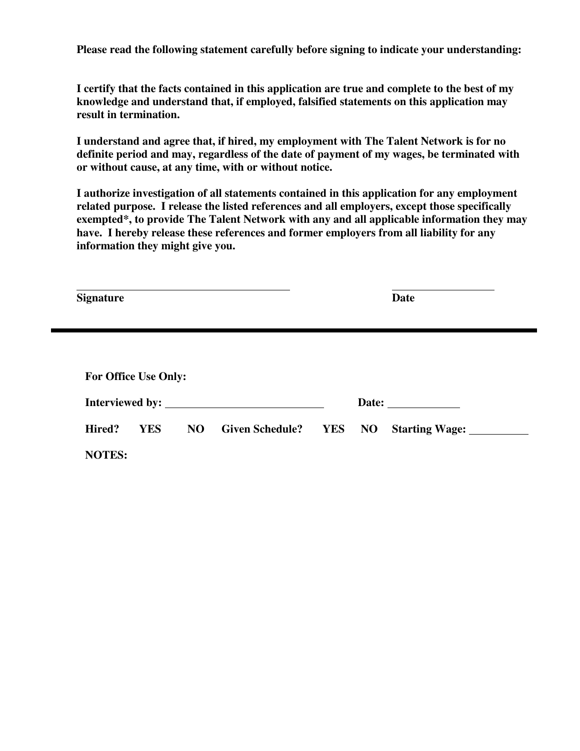**Please read the following statement carefully before signing to indicate your understanding:**

**I certify that the facts contained in this application are true and complete to the best of my knowledge and understand that, if employed, falsified statements on this application may result in termination.**

**I understand and agree that, if hired, my employment with The Talent Network is for no definite period and may, regardless of the date of payment of my wages, be terminated with or without cause, at any time, with or without notice.**

**I authorize investigation of all statements contained in this application for any employment related purpose. I release the listed references and all employers, except those specifically exempted*, to provide The Talent Network with any and all applicable information they may have. I hereby release these references and former employers from all liability for any information they might give you.**

______________________________________ ____________________

**Signature** **Date**

---

**For Office Use Only:**

**Interviewed by:** ____________________________ **Date:** ____________

**Hired? YES NO Given Schedule? YES NO Starting Wage:** __________

**NOTES:**